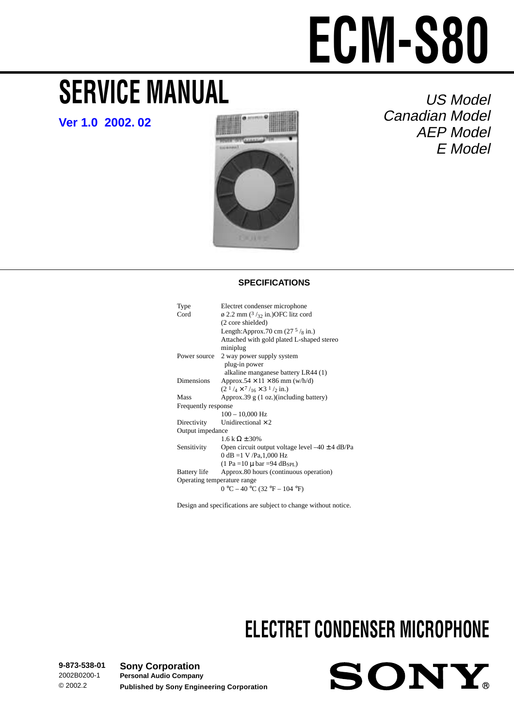# ECM-S80

## SERVICE MANUAL

**Ver 1.0 2002. 02**

*US Model*
*Canadian Model*
*AEP Model*
*E Model*

### SPECIFICATIONS

| | |
|---|---|
| Type | Electret condenser microphone |
| Cord | ø 2.2 mm ($^3/_{32}$ in.)OFC litz cord (2 core shielded) Length:Approx.70 cm (27 $^5/_8$ in.) Attached with gold plated L-shaped stereo miniplug |
| Power source | 2 way power supply system plug-in power alkaline manganese battery LR44 (1) |
| Dimensions | Approx.54 × 11 × 86 mm (w/h/d) (2 $^1/_4$ × $^7/_{16}$ × 3 $^1/_2$ in.) |
| Mass | Approx.39 g (1 oz.)(including battery) |
| Frequently response | 100 – 10,000 Hz |
| Directivity | Unidirectional × 2 |
| Output impedance | 1.6 k Ω ± 30% |
| Sensitivity | Open circuit output voltage level –40 ± 4 dB/Pa 0 dB =1 V /Pa,1,000 Hz (1 Pa =10 µ bar =94 $dB_{SPL}$) |
| Battery life | Approx.80 hours (continuous operation) |
| Operating temperature range | 0 °C – 40 °C (32 °F – 104 °F) |

Design and specifications are subject to change without notice.

## ELECTRET CONDENSER MICROPHONE

9-873-538-01
2002B0200-1
© 2002.2

**Sony Corporation**
**Personal Audio Company**
**Published by Sony Engineering Corporation**

SONY®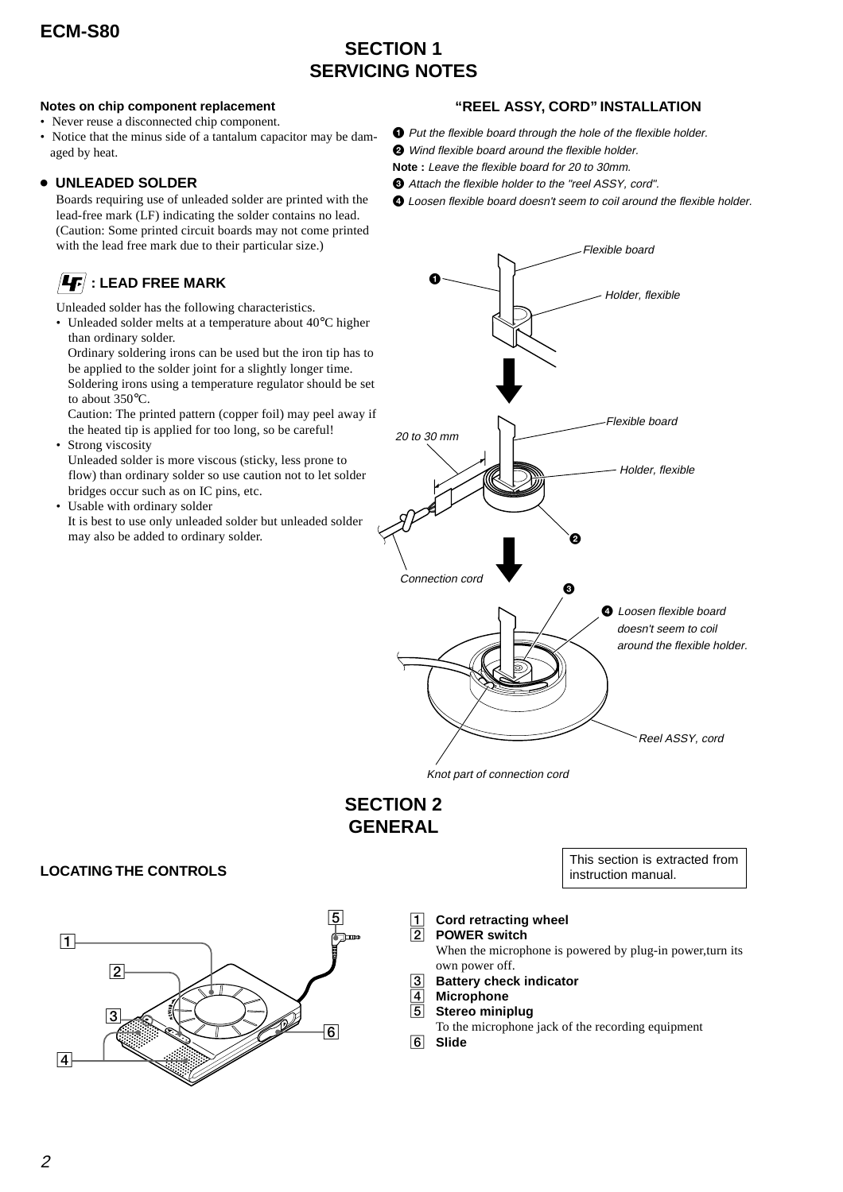# SECTION 1 SERVICING NOTES

**Notes on chip component replacement**

- Never reuse a disconnected chip component.
- Notice that the minus side of a tantalum capacitor may be damaged by heat.

### ● UNLEADED SOLDER

Boards requiring use of unleaded solder are printed with the lead-free mark (LF) indicating the solder contains no lead. (Caution: Some printed circuit boards may not come printed with the lead free mark due to their particular size.)

**LF : LEAD FREE MARK**

Unleaded solder has the following characteristics.

- Unleaded solder melts at a temperature about 40°C higher than ordinary solder.
  Ordinary soldering irons can be used but the iron tip has to be applied to the solder joint for a slightly longer time. Soldering irons using a temperature regulator should be set to about 350°C.
  Caution: The printed pattern (copper foil) may peel away if the heated tip is applied for too long, so be careful!
- Strong viscosity
  Unleaded solder is more viscous (sticky, less prone to flow) than ordinary solder so use caution not to let solder bridges occur such as on IC pins, etc.
- Usable with ordinary solder
  It is best to use only unleaded solder but unleaded solder may also be added to ordinary solder.

### "REEL ASSY, CORD" INSTALLATION

1. *Put the flexible board through the hole of the flexible holder.*
2. *Wind flexible board around the flexible holder.*

**Note :** *Leave the flexible board for 20 to 30mm.*

3. *Attach the flexible holder to the "reel ASSY, cord".*
4. *Loosen flexible board doesn't seem to coil around the flexible holder.*

*Flexible board*
*Holder, flexible*
*20 to 30 mm*
*Connection cord*
*Loosen flexible board doesn't seem to coil around the flexible holder.*
*Reel ASSY, cord*
*Knot part of connection cord*

# SECTION 2 GENERAL

This section is extracted from instruction manual.

### LOCATING THE CONTROLS

1. **Cord retracting wheel**
2. **POWER switch**
   When the microphone is powered by plug-in power,turn its own power off.
3. **Battery check indicator**
4. **Microphone**
5. **Stereo miniplug**
   To the microphone jack of the recording equipment
6. **Slide**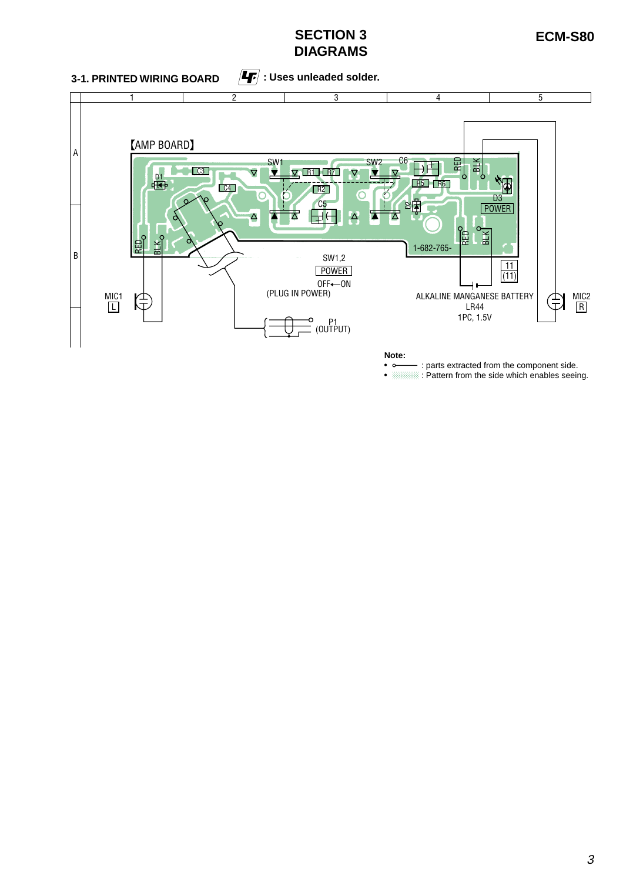# SECTION 3
# DIAGRAMS

## 3-1. PRINTED WIRING BOARD

: Uses unleaded solder.

【AMP BOARD】

D1, C3, C4, SW1, R1, R7, R2, C5, SW2, C6, R5, R6, D2, D3 POWER, RED, BLK, RED, BLK, RED, BLK

1-682-765-

SW1,2
POWER
OFF←ON
(PLUG IN POWER)

P1
(OUTPUT)

MIC1
L

ALKALINE MANGANESE BATTERY
LR44
1PC, 1.5V

11
(11)

MIC2
R

**Note:**

- ○—— : parts extracted from the component side.
- ░░░ : Pattern from the side which enables seeing.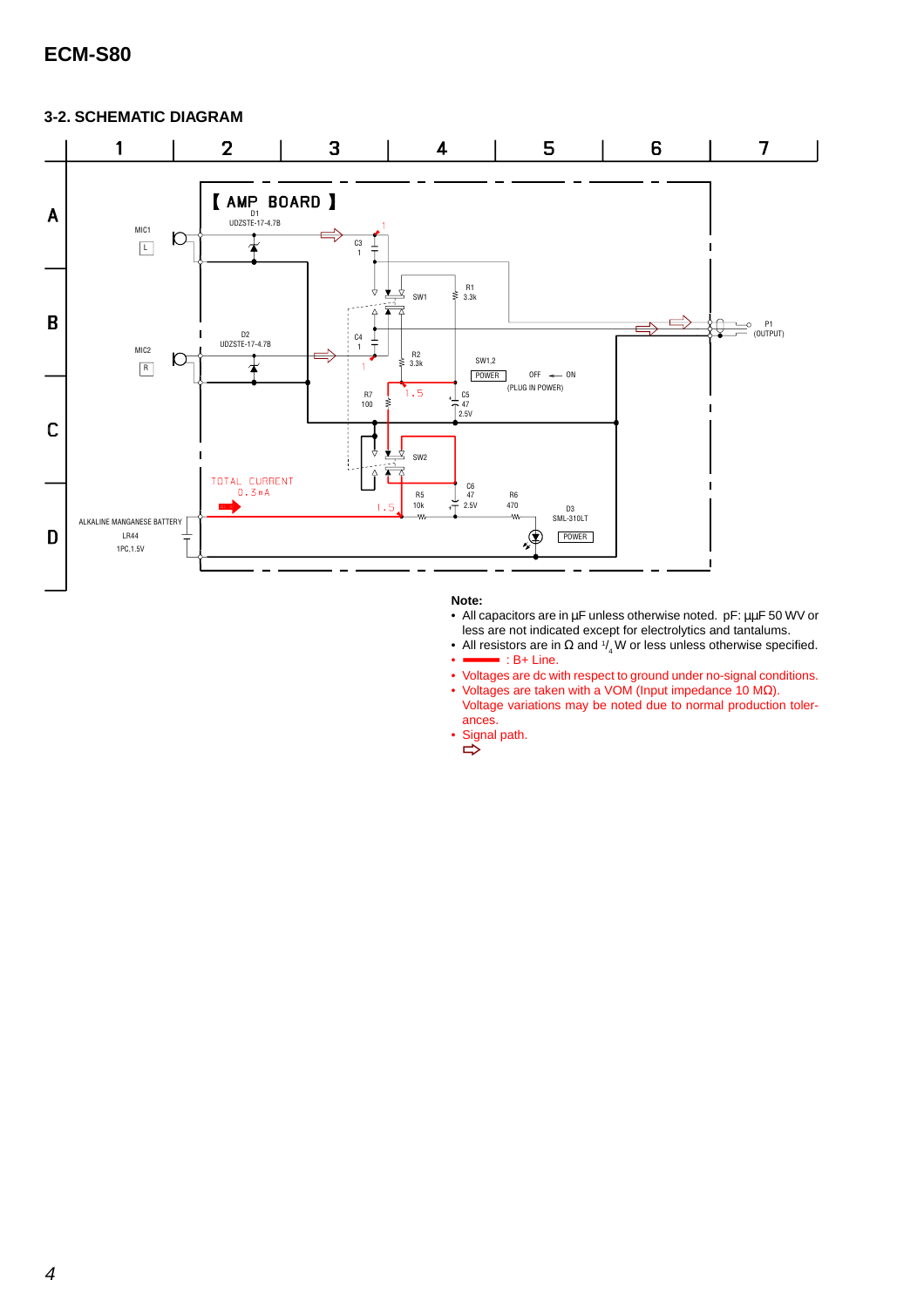## 3-2. SCHEMATIC DIAGRAM

【 AMP BOARD 】

MIC1 L

D1 UDZSTE-17-4.7B

C3 1

SW1

R1 3.3k

P1 (OUTPUT)

MIC2 R

D2 UDZSTE-17-4.7B

C4 1

R2 3.3k

SW1,2 POWER OFF ← ON (PLUG IN POWER)

R7 100

C5 47 2.5V

SW2

TOTAL CURRENT 0.3mA

R5 10k

C6 47 2.5V

R6 470

D3 SML-310LT POWER

ALKALINE MANGANESE BATTERY LR44 1PC,1.5V

**Note:**

- All capacitors are in µF unless otherwise noted. pF: µµF 50 WV or less are not indicated except for electrolytics and tantalums.
- All resistors are in Ω and $^1/_4$ W or less unless otherwise specified.
- ▬▬ : B+ Line.
- Voltages are dc with respect to ground under no-signal conditions.
- Voltages are taken with a VOM (Input impedance 10 MΩ). Voltage variations may be noted due to normal production tolerances.
- Signal path.
  ⇨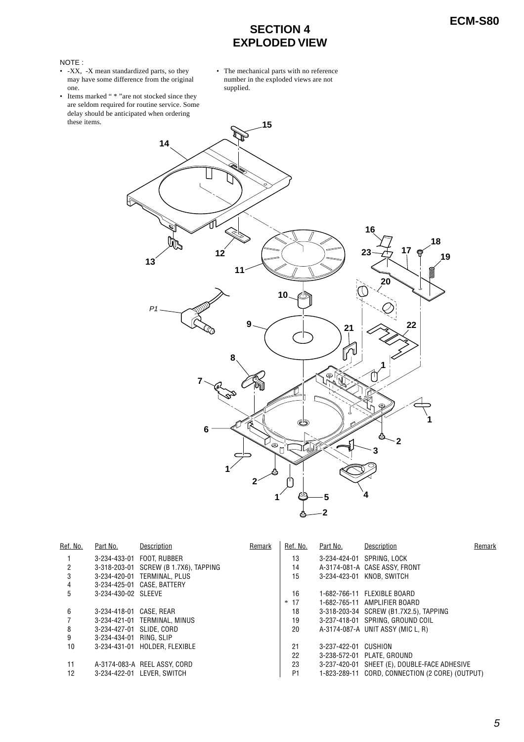# SECTION 4
# EXPLODED VIEW

NOTE :
- -XX, -X mean standardized parts, so they may have some difference from the original one.
- Items marked " * "are not stocked since they are seldom required for routine service. Some delay should be anticipated when ordering these items.
- The mechanical parts with no reference number in the exploded views are not supplied.

| Ref. No. | Part No. | Description | Remark |
|---|---|---|---|
| 1 | 3-234-433-01 | FOOT, RUBBER | |
| 2 | 3-318-203-01 | SCREW (B 1.7X6), TAPPING | |
| 3 | 3-234-420-01 | TERMINAL, PLUS | |
| 4 | 3-234-425-01 | CASE, BATTERY | |
| 5 | 3-234-430-02 | SLEEVE | |
| 6 | 3-234-418-01 | CASE, REAR | |
| 7 | 3-234-421-01 | TERMINAL, MINUS | |
| 8 | 3-234-427-01 | SLIDE, CORD | |
| 9 | 3-234-434-01 | RING, SLIP | |
| 10 | 3-234-431-01 | HOLDER, FLEXIBLE | |
| 11 | A-3174-083-A | REEL ASSY, CORD | |
| 12 | 3-234-422-01 | LEVER, SWITCH | |
| 13 | 3-234-424-01 | SPRING, LOCK | |
| 14 | A-3174-081-A | CASE ASSY, FRONT | |
| 15 | 3-234-423-01 | KNOB, SWITCH | |
| 16 | 1-682-766-11 | FLEXIBLE BOARD | |
| * 17 | 1-682-765-11 | AMPLIFIER BOARD | |
| 18 | 3-318-203-34 | SCREW (B1.7X2.5), TAPPING | |
| 19 | 3-237-418-01 | SPRING, GROUND COIL | |
| 20 | A-3174-087-A | UNIT ASSY (MIC L, R) | |
| 21 | 3-237-422-01 | CUSHION | |
| 22 | 3-238-572-01 | PLATE, GROUND | |
| 23 | 3-237-420-01 | SHEET (E), DOUBLE-FACE ADHESIVE | |
| P1 | 1-823-289-11 | CORD, CONNECTION (2 CORE) (OUTPUT) | |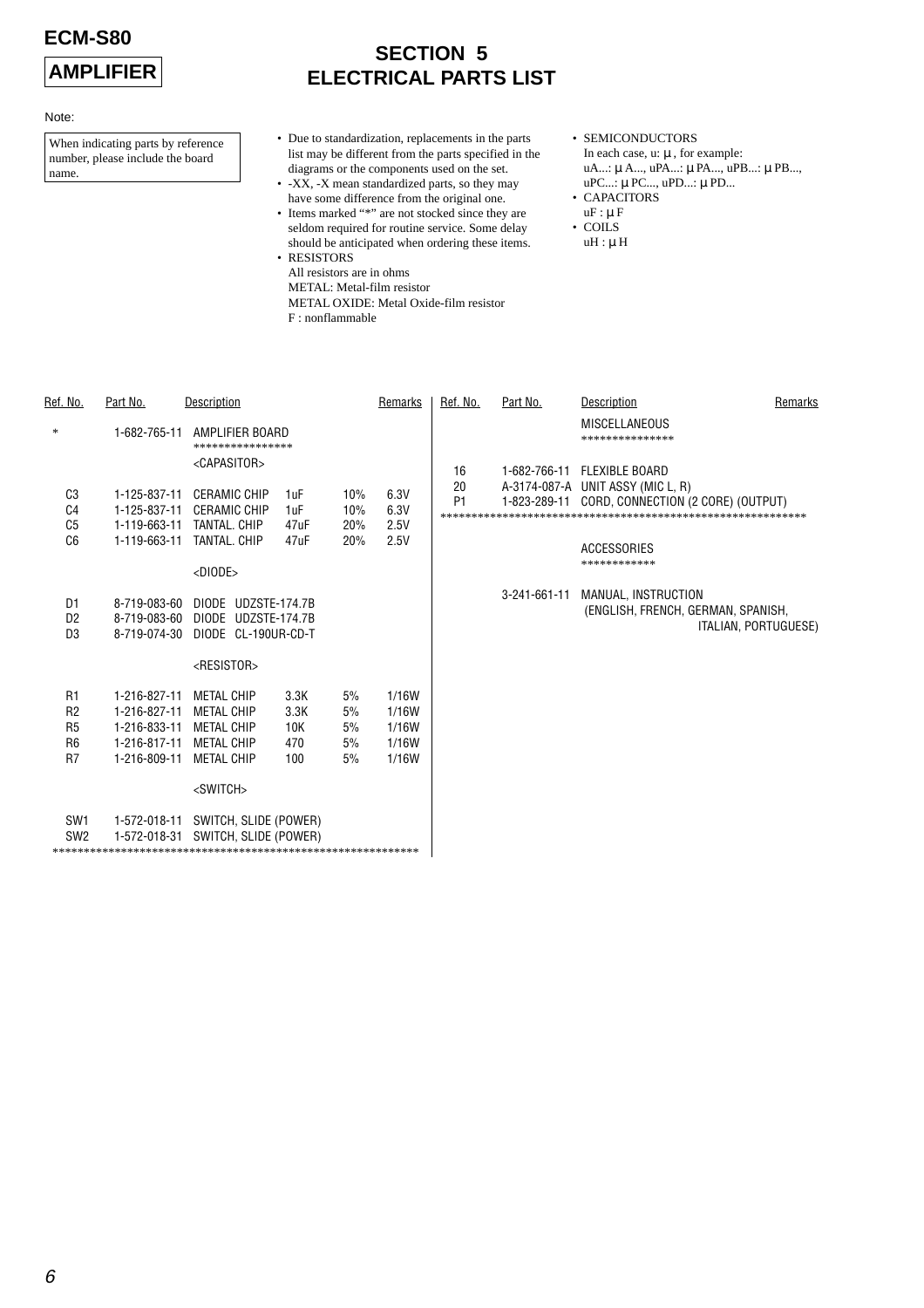**AMPLIFIER**

## SECTION 5
## ELECTRICAL PARTS LIST

Note:

When indicating parts by reference number, please include the board name.

- Due to standardization, replacements in the parts list may be different from the parts specified in the diagrams or the components used on the set.
- -XX, -X mean standardized parts, so they may have some difference from the original one.
- Items marked "*" are not stocked since they are seldom required for routine service. Some delay should be anticipated when ordering these items.
- RESISTORS
  All resistors are in ohms
  METAL: Metal-film resistor
  METAL OXIDE: Metal Oxide-film resistor
  F : nonflammable
- SEMICONDUCTORS
  In each case, u: μ, for example:
  uA...: μA..., uPA...: μPA..., uPB...: μPB..., uPC...: μPC..., uPD...: μPD...
- CAPACITORS
  uF : μF
- COILS
  uH : μH

| Ref. No. | Part No. | Description | | | | Remarks |
|---|---|---|---|---|---|---|
| * | 1-682-765-11 | AMPLIFIER BOARD | | | | |
| | | **************** | | | | |
| | | <CAPASITOR> | | | | |
| C3 | 1-125-837-11 | CERAMIC CHIP | 1uF | 10% | 6.3V | |
| C4 | 1-125-837-11 | CERAMIC CHIP | 1uF | 10% | 6.3V | |
| C5 | 1-119-663-11 | TANTAL. CHIP | 47uF | 20% | 2.5V | |
| C6 | 1-119-663-11 | TANTAL. CHIP | 47uF | 20% | 2.5V | |
| | | <DIODE> | | | | |
| D1 | 8-719-083-60 | DIODE UDZSTE-174.7B | | | | |
| D2 | 8-719-083-60 | DIODE UDZSTE-174.7B | | | | |
| D3 | 8-719-074-30 | DIODE CL-190UR-CD-T | | | | |
| | | <RESISTOR> | | | | |
| R1 | 1-216-827-11 | METAL CHIP | 3.3K | 5% | 1/16W | |
| R2 | 1-216-827-11 | METAL CHIP | 3.3K | 5% | 1/16W | |
| R5 | 1-216-833-11 | METAL CHIP | 10K | 5% | 1/16W | |
| R6 | 1-216-817-11 | METAL CHIP | 470 | 5% | 1/16W | |
| R7 | 1-216-809-11 | METAL CHIP | 100 | 5% | 1/16W | |
| | | <SWITCH> | | | | |
| SW1 | 1-572-018-11 | SWITCH, SLIDE (POWER) | | | | |
| SW2 | 1-572-018-31 | SWITCH, SLIDE (POWER) | | | | |

************************************************************

| Ref. No. | Part No. | Description | Remarks |
|---|---|---|---|
| | | MISCELLANEOUS | |
| | | *************** | |
| 16 | 1-682-766-11 | FLEXIBLE BOARD | |
| 20 | A-3174-087-A | UNIT ASSY (MIC L, R) | |
| P1 | 1-823-289-11 | CORD, CONNECTION (2 CORE) (OUTPUT) | |

************************************************************

| Ref. No. | Part No. | Description | Remarks |
|---|---|---|---|
| | | ACCESSORIES | |
| | | ************ | |
| | 3-241-661-11 | MANUAL, INSTRUCTION (ENGLISH, FRENCH, GERMAN, SPANISH, ITALIAN, PORTUGUESE) | |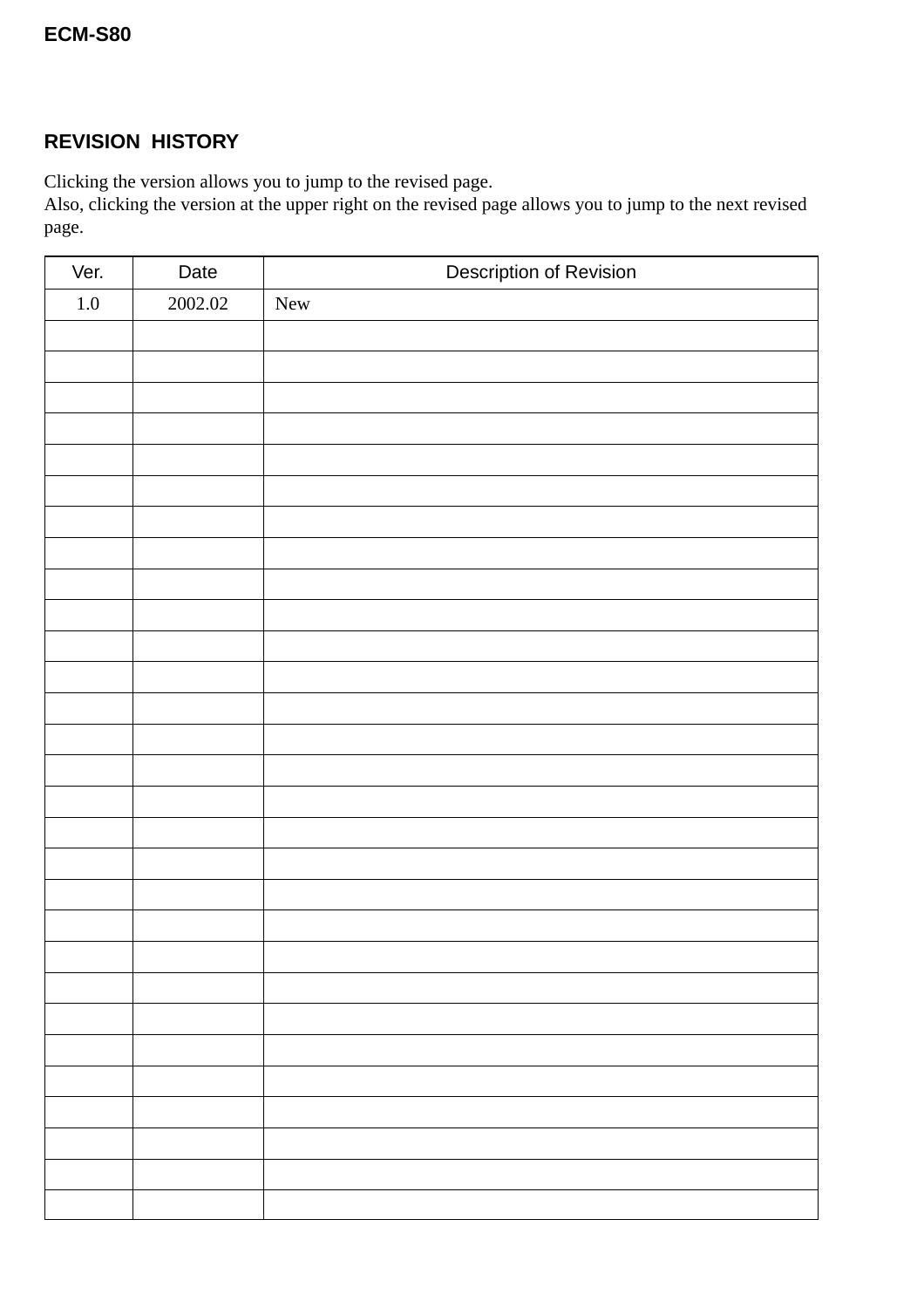## REVISION HISTORY

Clicking the version allows you to jump to the revised page.
Also, clicking the version at the upper right on the revised page allows you to jump to the next revised page.

| Ver. | Date | Description of Revision |
| --- | --- | --- |
| 1.0 | 2002.02 | New |
| | | |
| | | |
| | | |
| | | |
| | | |
| | | |
| | | |
| | | |
| | | |
| | | |
| | | |
| | | |
| | | |
| | | |
| | | |
| | | |
| | | |
| | | |
| | | |
| | | |
| | | |
| | | |
| | | |
| | | |
| | | |
| | | |
| | | |
| | | |
| | | |